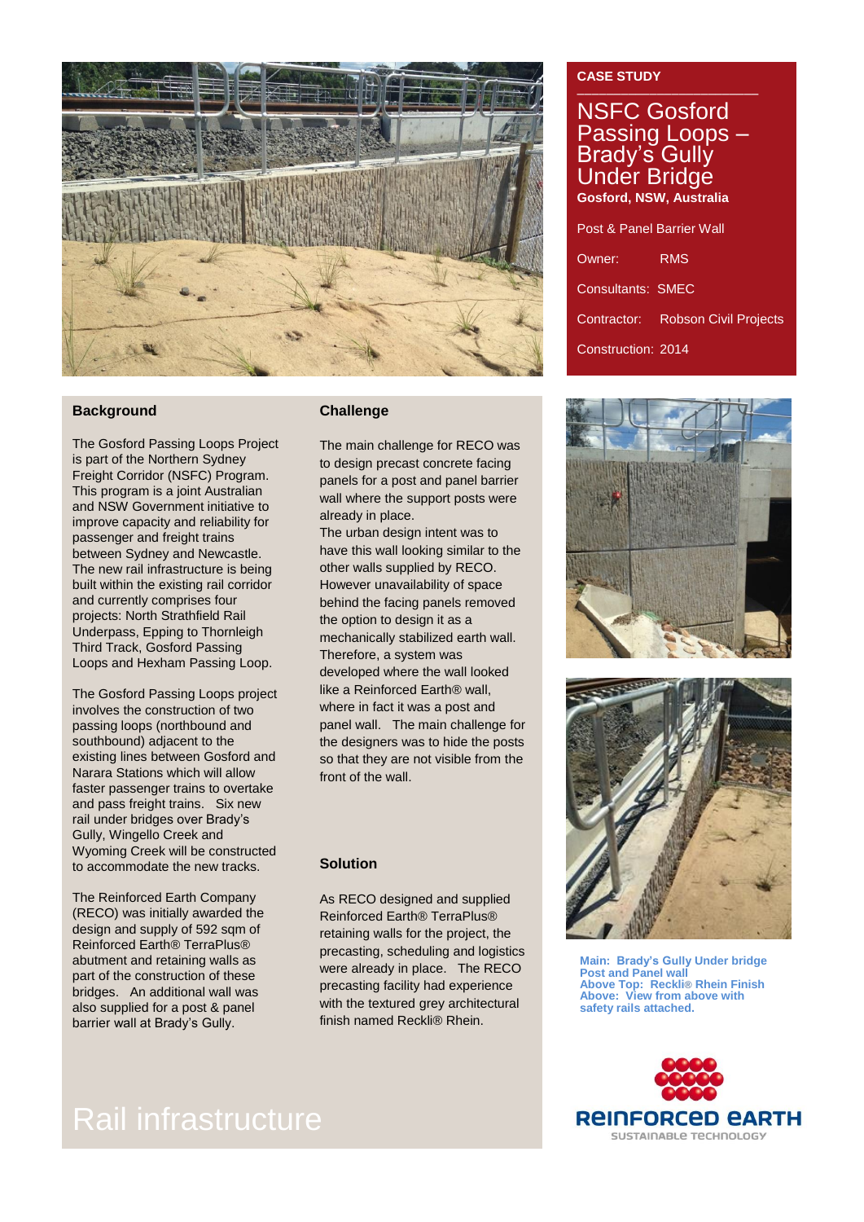CASE STUDY

# NSFC Gosford Passing Loops – Brady's Gully Under Bridge

**Gosford, NSW, Australia**

Post & Panel Barrier Wall

Owner: RMS

Consultants: SMEC

Contractor: Robson Civil Projects

Construction: 2014

## Background

The Gosford Passing Loops Project is part of the Northern Sydney Freight Corridor (NSFC) Program. This program is a joint Australian and NSW Government initiative to improve capacity and reliability for passenger and freight trains between Sydney and Newcastle. The new rail infrastructure is being built within the existing rail corridor and currently comprises four projects: North Strathfield Rail Underpass, Epping to Thornleigh Third Track, Gosford Passing Loops and Hexham Passing Loop.

The Gosford Passing Loops project involves the construction of two passing loops (northbound and southbound) adjacent to the existing lines between Gosford and Narara Stations which will allow faster passenger trains to overtake and pass freight trains. Six new rail under bridges over Brady's Gully, Wingello Creek and Wyoming Creek will be constructed to accommodate the new tracks.

The Reinforced Earth Company (RECO) was initially awarded the design and supply of 592 sqm of Reinforced Earth® TerraPlus® abutment and retaining walls as part of the construction of these bridges. An additional wall was also supplied for a post & panel barrier wall at Brady's Gully.

## Challenge

The main challenge for RECO was to design precast concrete facing panels for a post and panel barrier wall where the support posts were already in place.

The urban design intent was to have this wall looking similar to the other walls supplied by RECO. However unavailability of space behind the facing panels removed the option to design it as a mechanically stabilized earth wall. Therefore, a system was developed where the wall looked like a Reinforced Earth® wall, where in fact it was a post and panel wall. The main challenge for the designers was to hide the posts so that they are not visible from the front of the wall.

## Solution

As RECO designed and supplied Reinforced Earth® TerraPlus® retaining walls for the project, the precasting, scheduling and logistics were already in place. The RECO precasting facility had experience with the textured grey architectural finish named Reckli® Rhein.

**Main: Brady's Gully Under bridge Post and Panel wall**
**Above Top: Reckli® Rhein Finish**
**Above: View from above with safety rails attached.**

Rail infrastructure

REINFORCED EARTH
SUSTAINABLE TECHNOLOGY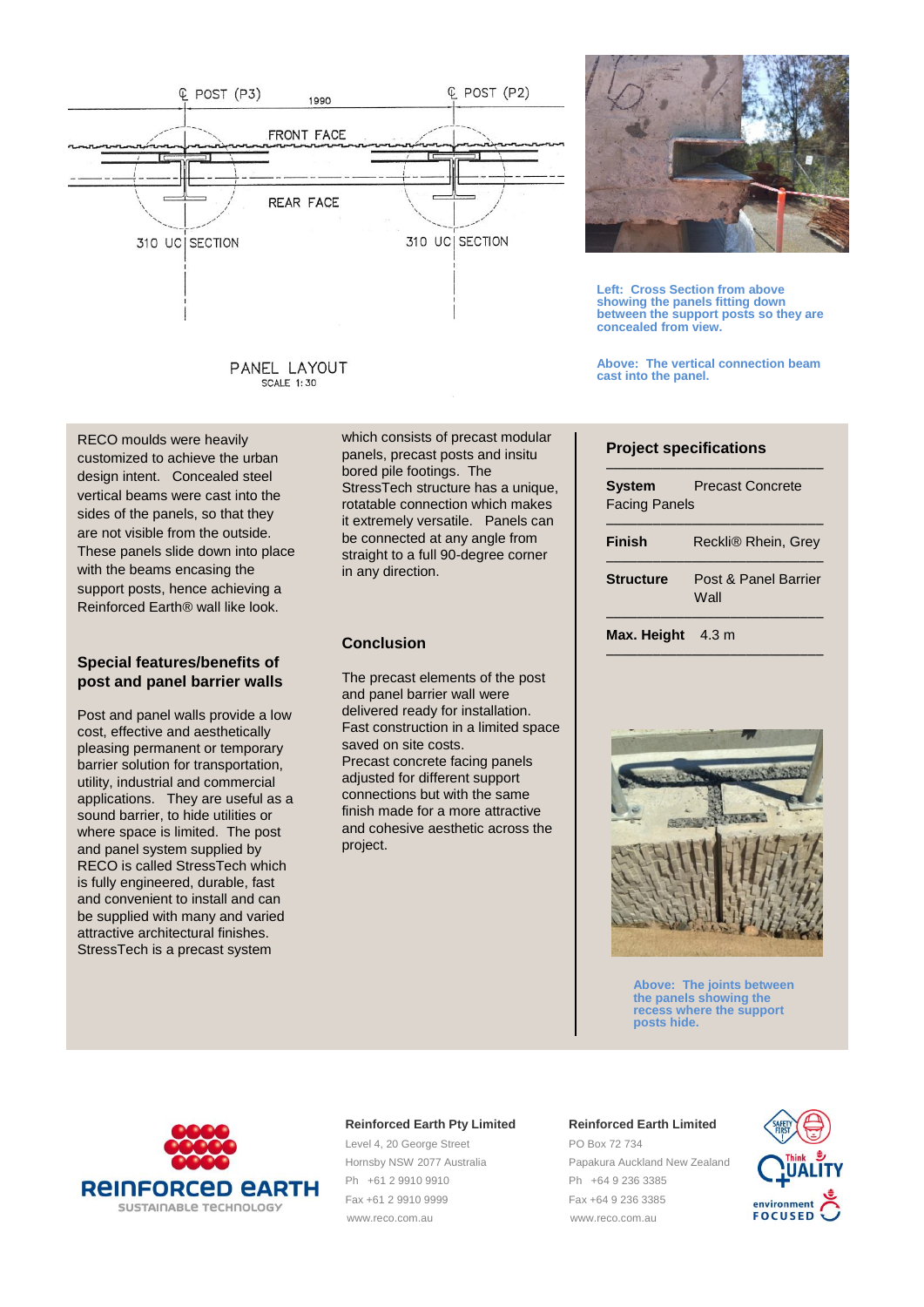℄ POST (P3)

1990

℄ POST (P2)

FRONT FACE

REAR FACE

310 UC SECTION

310 UC SECTION

PANEL LAYOUT
SCALE 1:30

**Left: Cross Section from above showing the panels fitting down between the support posts so they are concealed from view.**

**Above: The vertical connection beam cast into the panel.**

RECO moulds were heavily customized to achieve the urban design intent. Concealed steel vertical beams were cast into the sides of the panels, so that they are not visible from the outside. These panels slide down into place with the beams encasing the support posts, hence achieving a Reinforced Earth® wall like look.

### Special features/benefits of post and panel barrier walls

Post and panel walls provide a low cost, effective and aesthetically pleasing permanent or temporary barrier solution for transportation, utility, industrial and commercial applications. They are useful as a sound barrier, to hide utilities or where space is limited. The post and panel system supplied by RECO is called StressTech which is fully engineered, durable, fast and convenient to install and can be supplied with many and varied attractive architectural finishes. StressTech is a precast system which consists of precast modular panels, precast posts and insitu bored pile footings. The StressTech structure has a unique, rotatable connection which makes it extremely versatile. Panels can be connected at any angle from straight to a full 90-degree corner in any direction.

### Conclusion

The precast elements of the post and panel barrier wall were delivered ready for installation. Fast construction in a limited space saved on site costs.
Precast concrete facing panels adjusted for different support connections but with the same finish made for a more attractive and cohesive aesthetic across the project.

### Project specifications

| | |
|---|---|
| **System** | Precast Concrete Facing Panels |
| **Finish** | Reckli® Rhein, Grey |
| **Structure** | Post & Panel Barrier Wall |
| **Max. Height** | 4.3 m |

**Above: The joints between the panels showing the recess where the support posts hide.**

REINFORCED EARTH
SUSTAINABLE TECHNOLOGY

**Reinforced Earth Pty Limited**
Level 4, 20 George Street
Hornsby NSW 2077 Australia
Ph +61 2 9910 9910
Fax +61 2 9910 9999
www.reco.com.au

**Reinforced Earth Limited**
PO Box 72 734
Papakura Auckland New Zealand
Ph +64 9 236 3385
Fax +64 9 236 3385
www.reco.com.au

SAFETY FIRST
Think QUALITY
environment FOCUSED